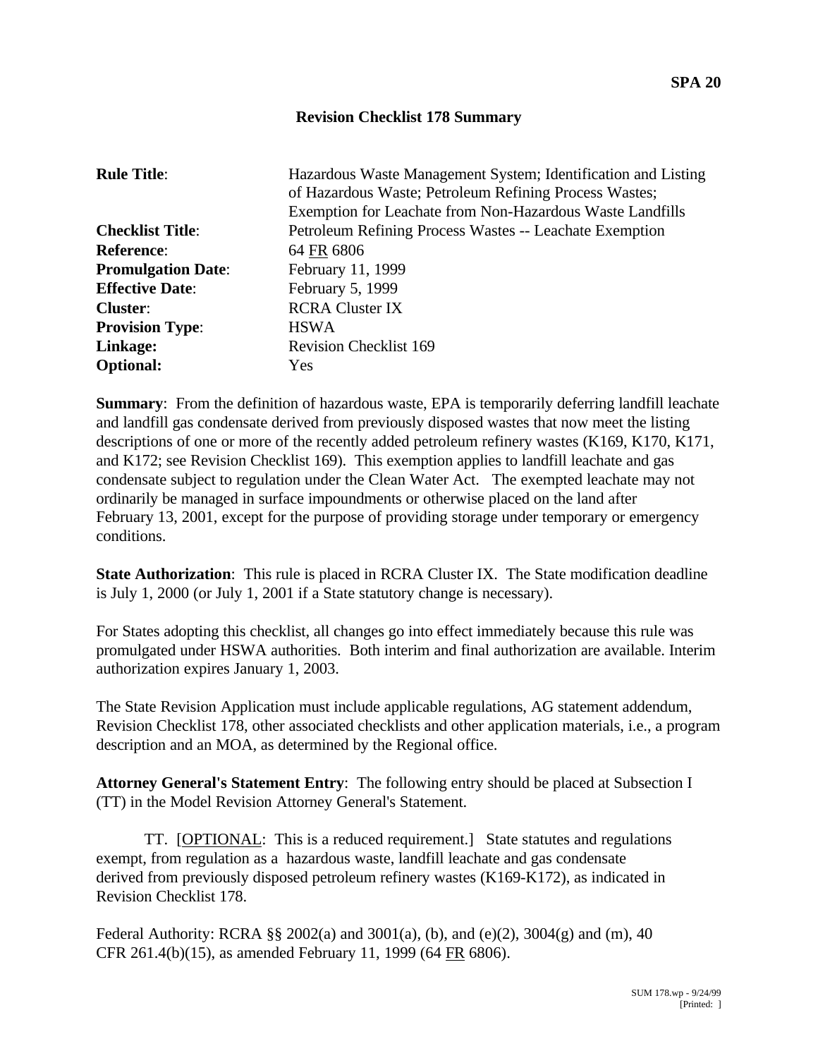**SPA 20**

# Revision Checklist 178 Summary

| | |
|---|---|
| **Rule Title**: | Hazardous Waste Management System; Identification and Listing of Hazardous Waste; Petroleum Refining Process Wastes; Exemption for Leachate from Non-Hazardous Waste Landfills |
| **Checklist Title**: | Petroleum Refining Process Wastes -- Leachate Exemption |
| **Reference**: | 64 FR 6806 |
| **Promulgation Date**: | February 11, 1999 |
| **Effective Date**: | February 5, 1999 |
| **Cluster**: | RCRA Cluster IX |
| **Provision Type**: | HSWA |
| **Linkage:** | Revision Checklist 169 |
| **Optional:** | Yes |

**Summary**: From the definition of hazardous waste, EPA is temporarily deferring landfill leachate and landfill gas condensate derived from previously disposed wastes that now meet the listing descriptions of one or more of the recently added petroleum refinery wastes (K169, K170, K171, and K172; see Revision Checklist 169). This exemption applies to landfill leachate and gas condensate subject to regulation under the Clean Water Act. The exempted leachate may not ordinarily be managed in surface impoundments or otherwise placed on the land after February 13, 2001, except for the purpose of providing storage under temporary or emergency conditions.

**State Authorization**: This rule is placed in RCRA Cluster IX. The State modification deadline is July 1, 2000 (or July 1, 2001 if a State statutory change is necessary).

For States adopting this checklist, all changes go into effect immediately because this rule was promulgated under HSWA authorities. Both interim and final authorization are available. Interim authorization expires January 1, 2003.

The State Revision Application must include applicable regulations, AG statement addendum, Revision Checklist 178, other associated checklists and other application materials, i.e., a program description and an MOA, as determined by the Regional office.

**Attorney General's Statement Entry**: The following entry should be placed at Subsection I (TT) in the Model Revision Attorney General's Statement.

TT. [OPTIONAL: This is a reduced requirement.] State statutes and regulations exempt, from regulation as a hazardous waste, landfill leachate and gas condensate derived from previously disposed petroleum refinery wastes (K169-K172), as indicated in Revision Checklist 178.

Federal Authority: RCRA §§ 2002(a) and 3001(a), (b), and (e)(2), 3004(g) and (m), 40 CFR 261.4(b)(15), as amended February 11, 1999 (64 FR 6806).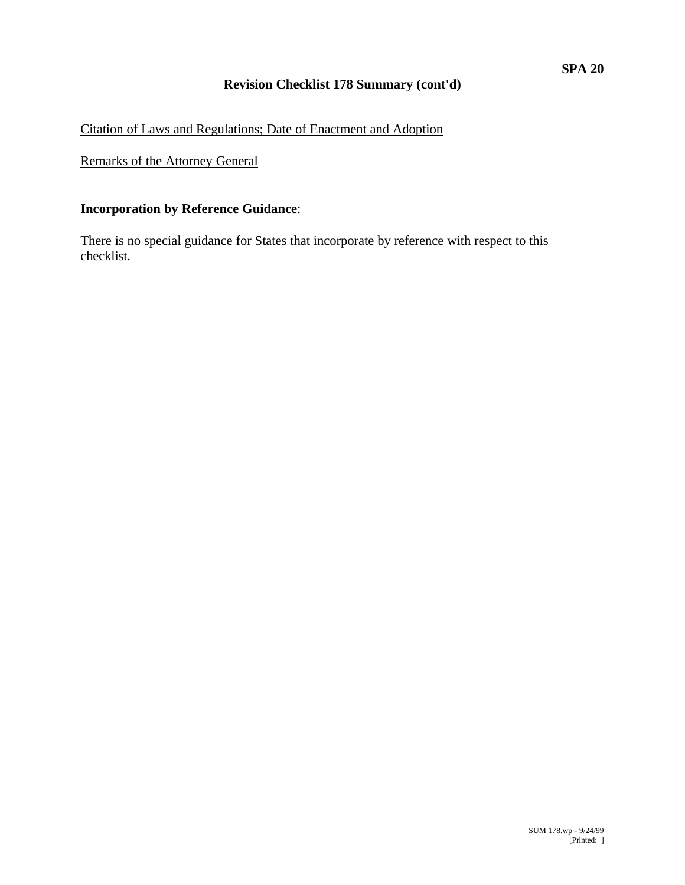## Revision Checklist 178 Summary (cont'd)

Citation of Laws and Regulations; Date of Enactment and Adoption

Remarks of the Attorney General

**Incorporation by Reference Guidance**:

There is no special guidance for States that incorporate by reference with respect to this checklist.